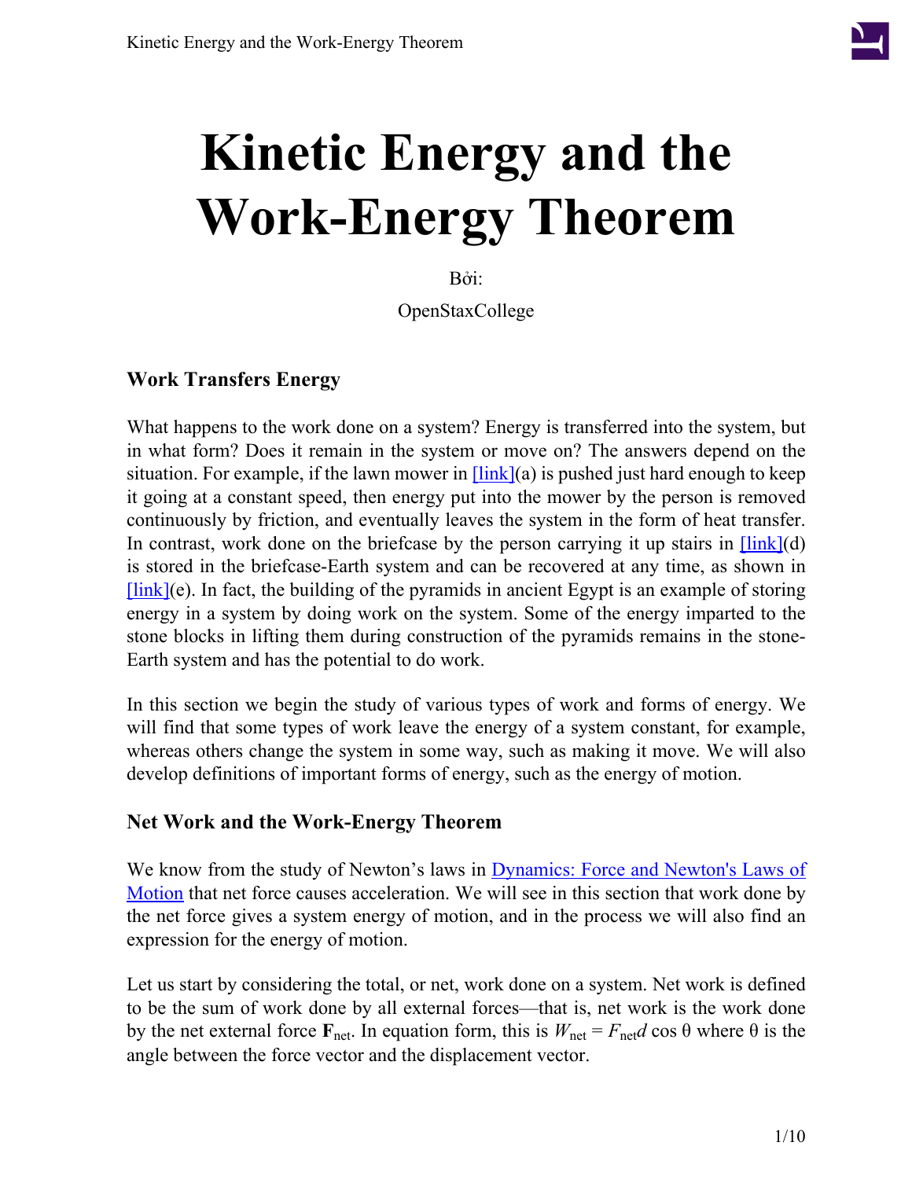# Kinetic Energy and the Work-Energy Theorem

Bởi:

OpenStaxCollege

## Work Transfers Energy

What happens to the work done on a system? Energy is transferred into the system, but in what form? Does it remain in the system or move on? The answers depend on the situation. For example, if the lawn mower in [link](a) is pushed just hard enough to keep it going at a constant speed, then energy put into the mower by the person is removed continuously by friction, and eventually leaves the system in the form of heat transfer. In contrast, work done on the briefcase by the person carrying it up stairs in [link](d) is stored in the briefcase-Earth system and can be recovered at any time, as shown in [link](e). In fact, the building of the pyramids in ancient Egypt is an example of storing energy in a system by doing work on the system. Some of the energy imparted to the stone blocks in lifting them during construction of the pyramids remains in the stone-Earth system and has the potential to do work.

In this section we begin the study of various types of work and forms of energy. We will find that some types of work leave the energy of a system constant, for example, whereas others change the system in some way, such as making it move. We will also develop definitions of important forms of energy, such as the energy of motion.

## Net Work and the Work-Energy Theorem

We know from the study of Newton's laws in Dynamics: Force and Newton's Laws of Motion that net force causes acceleration. We will see in this section that work done by the net force gives a system energy of motion, and in the process we will also find an expression for the energy of motion.

Let us start by considering the total, or net, work done on a system. Net work is defined to be the sum of work done by all external forces—that is, net work is the work done by the net external force $\mathbf{F}_{\text{net}}$. In equation form, this is $W_{\text{net}} = F_{\text{net}} d \cos \theta$ where $\theta$ is the angle between the force vector and the displacement vector.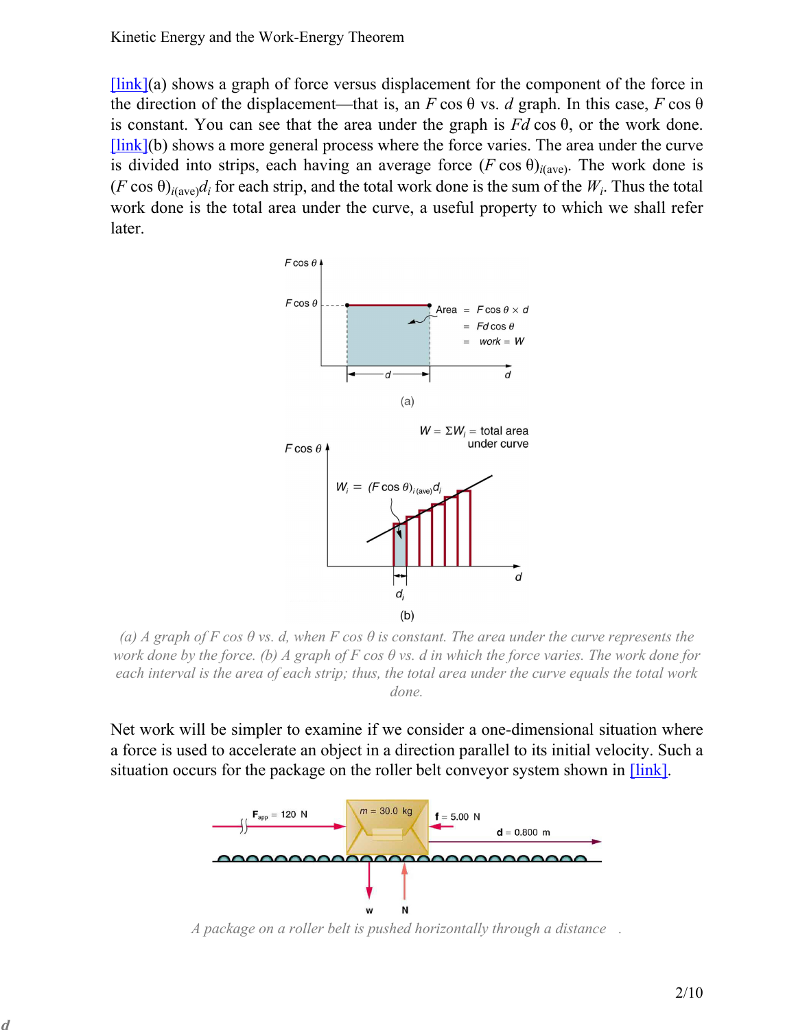[link](a) shows a graph of force versus displacement for the component of the force in the direction of the displacement—that is, an $F\cos\theta$ vs. $d$ graph. In this case, $F\cos\theta$ is constant. You can see that the area under the graph is $Fd\cos\theta$, or the work done. [link](b) shows a more general process where the force varies. The area under the curve is divided into strips, each having an average force $(F\cos\theta)_{i(\text{ave})}$. The work done is $(F\cos\theta)_{i(\text{ave})}d_i$ for each strip, and the total work done is the sum of the $W_i$. Thus the total work done is the total area under the curve, a useful property to which we shall refer later.

F cos θ

F cos θ

Area = F cos θ × d

= Fd cos θ

= work = W

d

d

(a)

W = ΣW_i = total area under curve

F cos θ

W_i = (F cos θ)_i (ave) d_i

d

d_i

(b)

*(a) A graph of F cos θ vs. d, when F cos θ is constant. The area under the curve represents the work done by the force. (b) A graph of F cos θ vs. d in which the force varies. The work done for each interval is the area of each strip; thus, the total area under the curve equals the total work done.*

Net work will be simpler to examine if we consider a one-dimensional situation where a force is used to accelerate an object in a direction parallel to its initial velocity. Such a situation occurs for the package on the roller belt conveyor system shown in [link].

F_app = 120 N

m = 30.0 kg

f = 5.00 N

d = 0.800 m

w

N

*A package on a roller belt is pushed horizontally through a distance $d$.*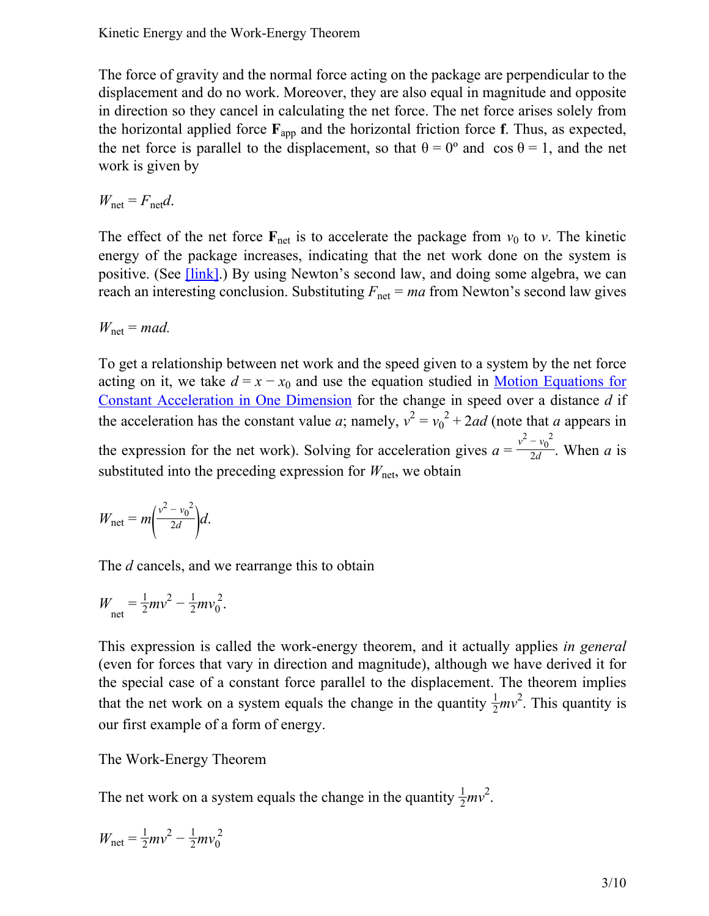The force of gravity and the normal force acting on the package are perpendicular to the displacement and do no work. Moreover, they are also equal in magnitude and opposite in direction so they cancel in calculating the net force. The net force arises solely from the horizontal applied force $\mathbf{F}_{\text{app}}$ and the horizontal friction force $\mathbf{f}$. Thus, as expected, the net force is parallel to the displacement, so that $\theta = 0^\circ$ and $\cos\theta = 1$, and the net work is given by

$$W_{\text{net}} = F_{\text{net}}d.$$

The effect of the net force $\mathbf{F}_{\text{net}}$ is to accelerate the package from $v_0$ to $v$. The kinetic energy of the package increases, indicating that the net work done on the system is positive. (See [link].) By using Newton's second law, and doing some algebra, we can reach an interesting conclusion. Substituting $F_{\text{net}} = ma$ from Newton's second law gives

$$W_{\text{net}} = mad.$$

To get a relationship between net work and the speed given to a system by the net force acting on it, we take $d = x - x_0$ and use the equation studied in Motion Equations for Constant Acceleration in One Dimension for the change in speed over a distance $d$ if the acceleration has the constant value $a$; namely, $v^2 = v_0^2 + 2ad$ (note that $a$ appears in the expression for the net work). Solving for acceleration gives $a = \frac{v^2 - v_0^2}{2d}$. When $a$ is substituted into the preceding expression for $W_{\text{net}}$, we obtain

$$W_{\text{net}} = m\left(\frac{v^2 - v_0^2}{2d}\right)d.$$

The $d$ cancels, and we rearrange this to obtain

$$W_{\text{net}} = \frac{1}{2}mv^2 - \frac{1}{2}mv_0^2.$$

This expression is called the work-energy theorem, and it actually applies *in general* (even for forces that vary in direction and magnitude), although we have derived it for the special case of a constant force parallel to the displacement. The theorem implies that the net work on a system equals the change in the quantity $\frac{1}{2}mv^2$. This quantity is our first example of a form of energy.

The Work-Energy Theorem

The net work on a system equals the change in the quantity $\frac{1}{2}mv^2$.

$$W_{\text{net}} = \frac{1}{2}mv^2 - \frac{1}{2}mv_0^2$$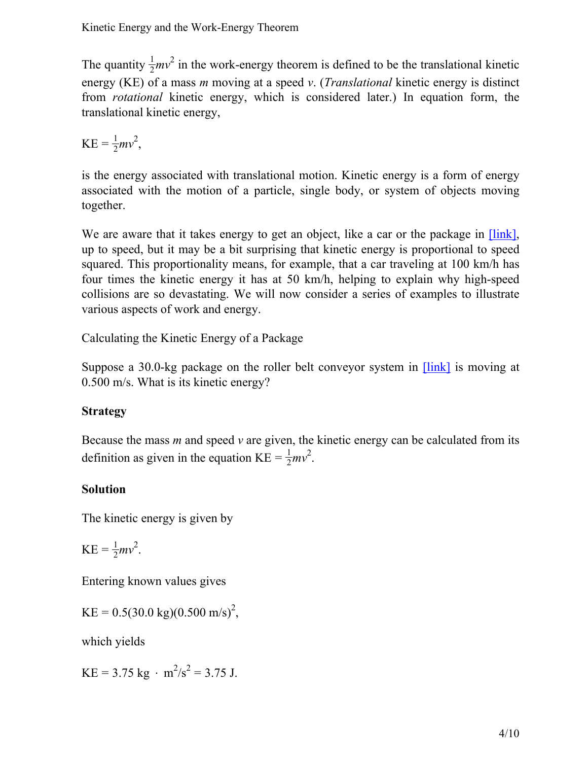The quantity $\frac{1}{2}mv^2$ in the work-energy theorem is defined to be the translational kinetic energy (KE) of a mass *m* moving at a speed *v*. (*Translational* kinetic energy is distinct from *rotational* kinetic energy, which is considered later.) In equation form, the translational kinetic energy,

$$\text{KE} = \frac{1}{2}mv^2,$$

is the energy associated with translational motion. Kinetic energy is a form of energy associated with the motion of a particle, single body, or system of objects moving together.

We are aware that it takes energy to get an object, like a car or the package in [link], up to speed, but it may be a bit surprising that kinetic energy is proportional to speed squared. This proportionality means, for example, that a car traveling at 100 km/h has four times the kinetic energy it has at 50 km/h, helping to explain why high-speed collisions are so devastating. We will now consider a series of examples to illustrate various aspects of work and energy.

Calculating the Kinetic Energy of a Package

Suppose a 30.0-kg package on the roller belt conveyor system in [link] is moving at 0.500 m/s. What is its kinetic energy?

**Strategy**

Because the mass *m* and speed *v* are given, the kinetic energy can be calculated from its definition as given in the equation $\text{KE} = \frac{1}{2}mv^2$.

**Solution**

The kinetic energy is given by

$$\text{KE} = \frac{1}{2}mv^2.$$

Entering known values gives

$$\text{KE} = 0.5(30.0\text{ kg})(0.500\text{ m/s})^2,$$

which yields

$$\text{KE} = 3.75\text{ kg}\cdot\text{m}^2/\text{s}^2 = 3.75\text{ J}.$$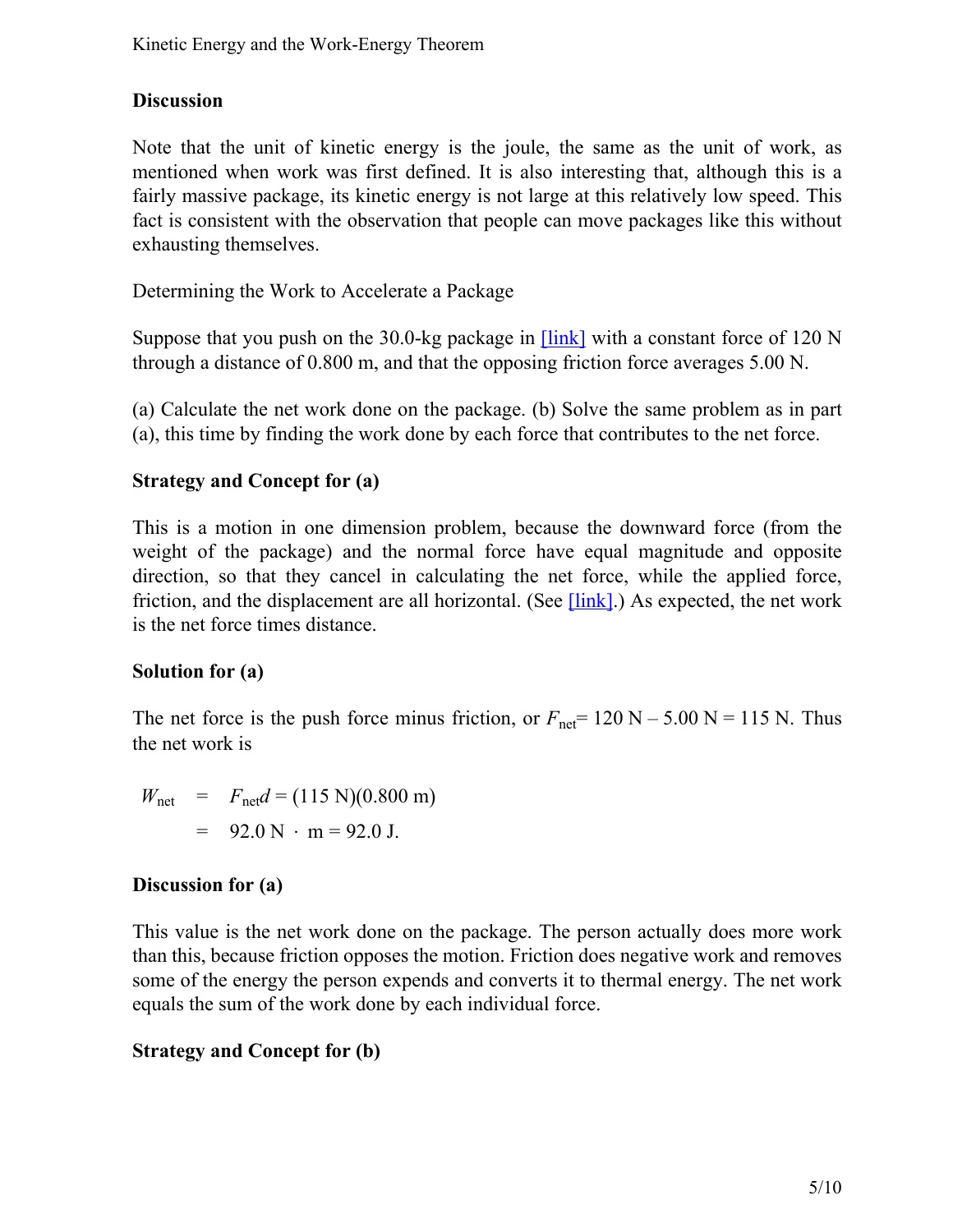**Discussion**

Note that the unit of kinetic energy is the joule, the same as the unit of work, as mentioned when work was first defined. It is also interesting that, although this is a fairly massive package, its kinetic energy is not large at this relatively low speed. This fact is consistent with the observation that people can move packages like this without exhausting themselves.

Determining the Work to Accelerate a Package

Suppose that you push on the 30.0-kg package in [link] with a constant force of 120 N through a distance of 0.800 m, and that the opposing friction force averages 5.00 N.

(a) Calculate the net work done on the package. (b) Solve the same problem as in part (a), this time by finding the work done by each force that contributes to the net force.

**Strategy and Concept for (a)**

This is a motion in one dimension problem, because the downward force (from the weight of the package) and the normal force have equal magnitude and opposite direction, so that they cancel in calculating the net force, while the applied force, friction, and the displacement are all horizontal. (See [link].) As expected, the net work is the net force times distance.

**Solution for (a)**

The net force is the push force minus friction, or $F_{\text{net}} = 120\text{ N} - 5.00\text{ N} = 115\text{ N}$. Thus the net work is

$$\begin{aligned} W_{\text{net}} &= F_{\text{net}}d = (115\text{ N})(0.800\text{ m}) \\ &= 92.0\text{ N} \cdot \text{m} = 92.0\text{ J}. \end{aligned}$$

**Discussion for (a)**

This value is the net work done on the package. The person actually does more work than this, because friction opposes the motion. Friction does negative work and removes some of the energy the person expends and converts it to thermal energy. The net work equals the sum of the work done by each individual force.

**Strategy and Concept for (b)**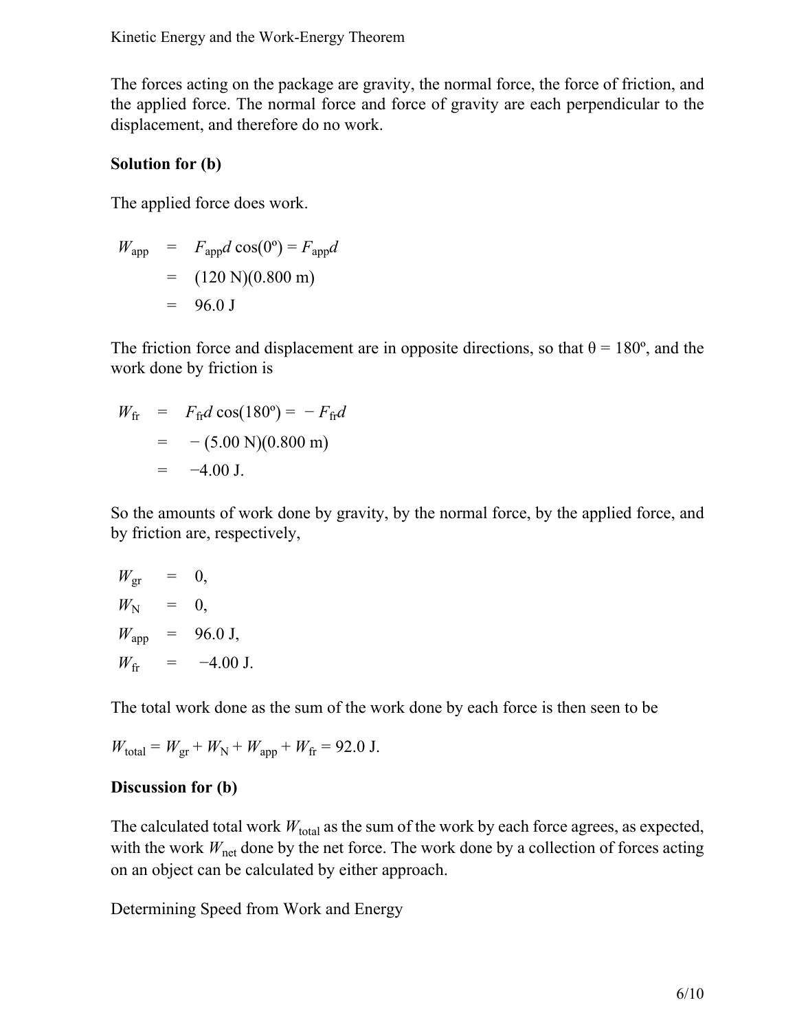The forces acting on the package are gravity, the normal force, the force of friction, and the applied force. The normal force and force of gravity are each perpendicular to the displacement, and therefore do no work.

**Solution for (b)**

The applied force does work.

$$
\begin{aligned}
W_{\text{app}} &= F_{\text{app}} d \cos(0^{\circ}) = F_{\text{app}} d \\
&= (120\ \text{N})(0.800\ \text{m}) \\
&= 96.0\ \text{J}
\end{aligned}
$$

The friction force and displacement are in opposite directions, so that $\theta = 180^{\circ}$, and the work done by friction is

$$
\begin{aligned}
W_{\text{fr}} &= F_{\text{fr}} d \cos(180^{\circ}) = -F_{\text{fr}} d \\
&= -(5.00\ \text{N})(0.800\ \text{m}) \\
&= -4.00\ \text{J.}
\end{aligned}
$$

So the amounts of work done by gravity, by the normal force, by the applied force, and by friction are, respectively,

$$
\begin{aligned}
W_{\text{gr}} &= 0, \\
W_{\text{N}} &= 0, \\
W_{\text{app}} &= 96.0\ \text{J}, \\
W_{\text{fr}} &= -4.00\ \text{J.}
\end{aligned}
$$

The total work done as the sum of the work done by each force is then seen to be

$$W_{\text{total}} = W_{\text{gr}} + W_{\text{N}} + W_{\text{app}} + W_{\text{fr}} = 92.0\ \text{J.}$$

**Discussion for (b)**

The calculated total work $W_{\text{total}}$ as the sum of the work by each force agrees, as expected, with the work $W_{\text{net}}$ done by the net force. The work done by a collection of forces acting on an object can be calculated by either approach.

Determining Speed from Work and Energy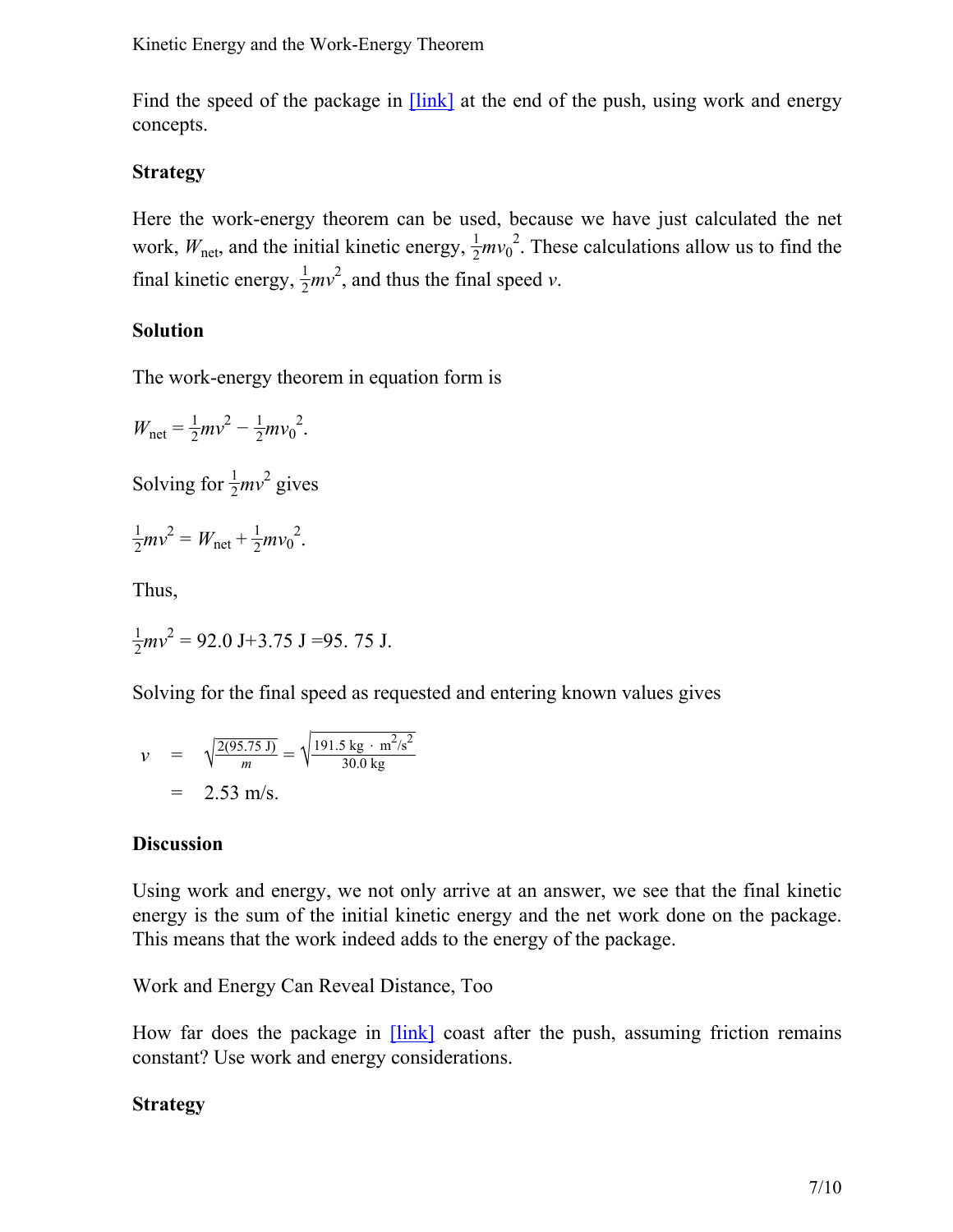Find the speed of the package in [link] at the end of the push, using work and energy concepts.

### Strategy

Here the work-energy theorem can be used, because we have just calculated the net work, $W_{\text{net}}$, and the initial kinetic energy, $\frac{1}{2}mv_0^{\;2}$. These calculations allow us to find the final kinetic energy, $\frac{1}{2}mv^2$, and thus the final speed $v$.

### Solution

The work-energy theorem in equation form is

$$W_{\text{net}} = \frac{1}{2}mv^2 - \frac{1}{2}mv_0^{\;2}.$$

Solving for $\frac{1}{2}mv^2$ gives

$$\frac{1}{2}mv^2 = W_{\text{net}} + \frac{1}{2}mv_0^{\;2}.$$

Thus,

$$\frac{1}{2}mv^2 = 92.0\text{ J}+3.75\text{ J} =95.\ 75\text{ J}.$$

Solving for the final speed as requested and entering known values gives

$$\begin{array}{lll} v & = & \sqrt{\frac{2(95.75\text{ J})}{m}} = \sqrt{\frac{191.5\text{ kg}\cdot\text{m}^2/\text{s}^2}{30.0\text{ kg}}} \\ & = & 2.53\text{ m/s.} \end{array}$$

### Discussion

Using work and energy, we not only arrive at an answer, we see that the final kinetic energy is the sum of the initial kinetic energy and the net work done on the package. This means that the work indeed adds to the energy of the package.

Work and Energy Can Reveal Distance, Too

How far does the package in [link] coast after the push, assuming friction remains constant? Use work and energy considerations.

### Strategy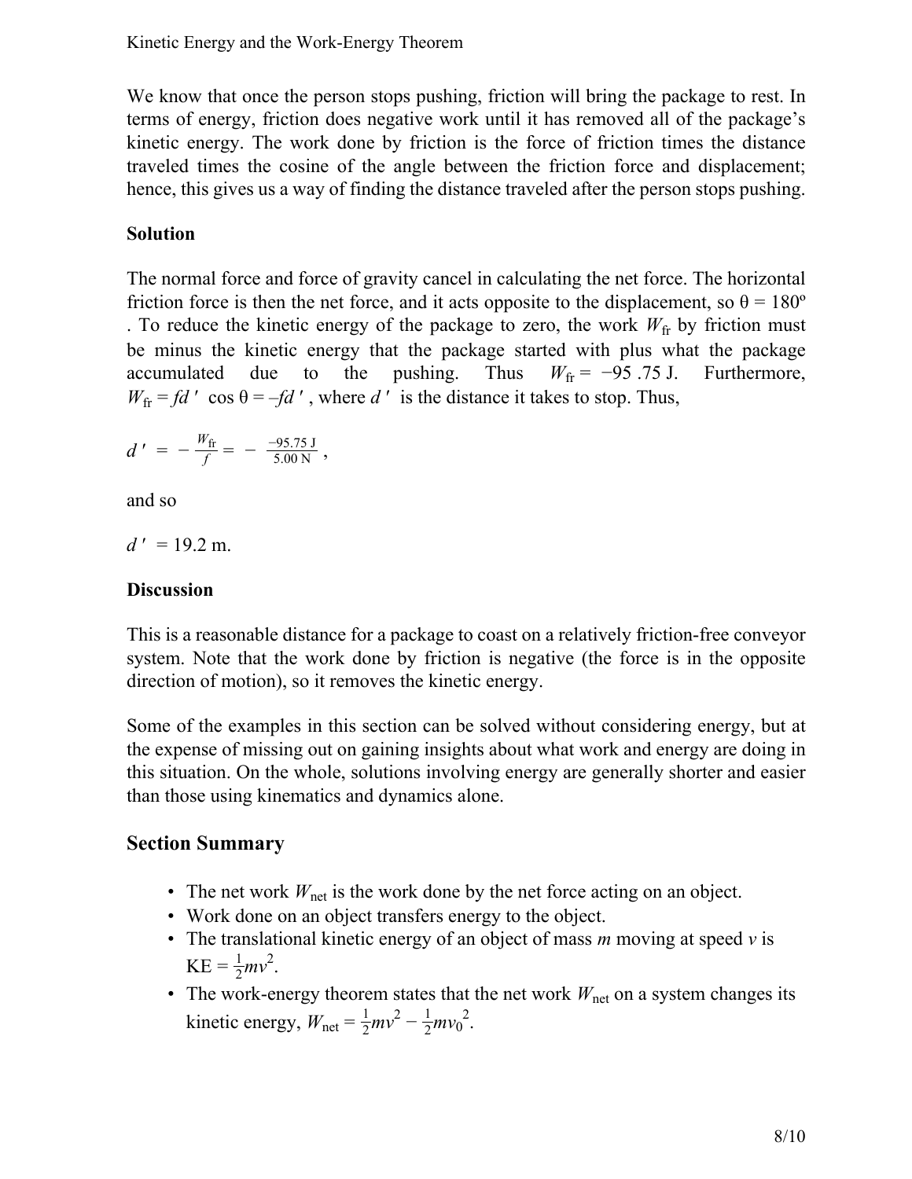We know that once the person stops pushing, friction will bring the package to rest. In terms of energy, friction does negative work until it has removed all of the package's kinetic energy. The work done by friction is the force of friction times the distance traveled times the cosine of the angle between the friction force and displacement; hence, this gives us a way of finding the distance traveled after the person stops pushing.

**Solution**

The normal force and force of gravity cancel in calculating the net force. The horizontal friction force is then the net force, and it acts opposite to the displacement, so $\theta = 180^\circ$. To reduce the kinetic energy of the package to zero, the work $W_{fr}$ by friction must be minus the kinetic energy that the package started with plus what the package accumulated due to the pushing. Thus $W_{fr} = -95.75\text{ J}$. Furthermore, $W_{fr} = fd' \cos\theta = -fd'$, where $d'$ is the distance it takes to stop. Thus,

$$d' = -\frac{W_{fr}}{f} = -\frac{-95.75\text{ J}}{5.00\text{ N}},$$

and so

$$d' = 19.2\text{ m}.$$

**Discussion**

This is a reasonable distance for a package to coast on a relatively friction-free conveyor system. Note that the work done by friction is negative (the force is in the opposite direction of motion), so it removes the kinetic energy.

Some of the examples in this section can be solved without considering energy, but at the expense of missing out on gaining insights about what work and energy are doing in this situation. On the whole, solutions involving energy are generally shorter and easier than those using kinematics and dynamics alone.

## Section Summary

- The net work $W_{net}$ is the work done by the net force acting on an object.
- Work done on an object transfers energy to the object.
- The translational kinetic energy of an object of mass $m$ moving at speed $v$ is $\text{KE} = \frac{1}{2}mv^2$.
- The work-energy theorem states that the net work $W_{net}$ on a system changes its kinetic energy, $W_{net} = \frac{1}{2}mv^2 - \frac{1}{2}mv_0^2$.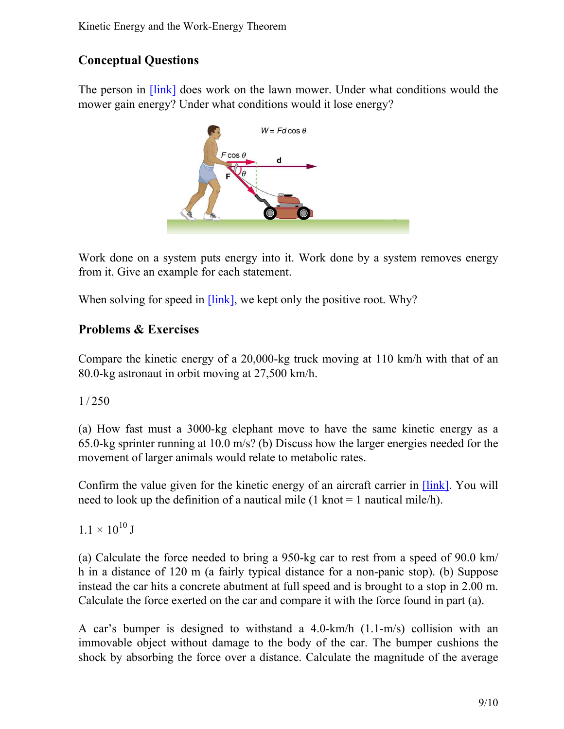## Conceptual Questions

The person in [link] does work on the lawn mower. Under what conditions would the mower gain energy? Under what conditions would it lose energy?

$W = Fd\cos\theta$

$F\cos\theta$

d

F

$\theta$

Work done on a system puts energy into it. Work done by a system removes energy from it. Give an example for each statement.

When solving for speed in [link], we kept only the positive root. Why?

## Problems & Exercises

Compare the kinetic energy of a 20,000-kg truck moving at 110 km/h with that of an 80.0-kg astronaut in orbit moving at 27,500 km/h.

1 / 250

(a) How fast must a 3000-kg elephant move to have the same kinetic energy as a 65.0-kg sprinter running at 10.0 m/s? (b) Discuss how the larger energies needed for the movement of larger animals would relate to metabolic rates.

Confirm the value given for the kinetic energy of an aircraft carrier in [link]. You will need to look up the definition of a nautical mile (1 knot = 1 nautical mile/h).

$1.1 \times 10^{10}$ J

(a) Calculate the force needed to bring a 950-kg car to rest from a speed of 90.0 km/h in a distance of 120 m (a fairly typical distance for a non-panic stop). (b) Suppose instead the car hits a concrete abutment at full speed and is brought to a stop in 2.00 m. Calculate the force exerted on the car and compare it with the force found in part (a).

A car's bumper is designed to withstand a 4.0-km/h (1.1-m/s) collision with an immovable object without damage to the body of the car. The bumper cushions the shock by absorbing the force over a distance. Calculate the magnitude of the average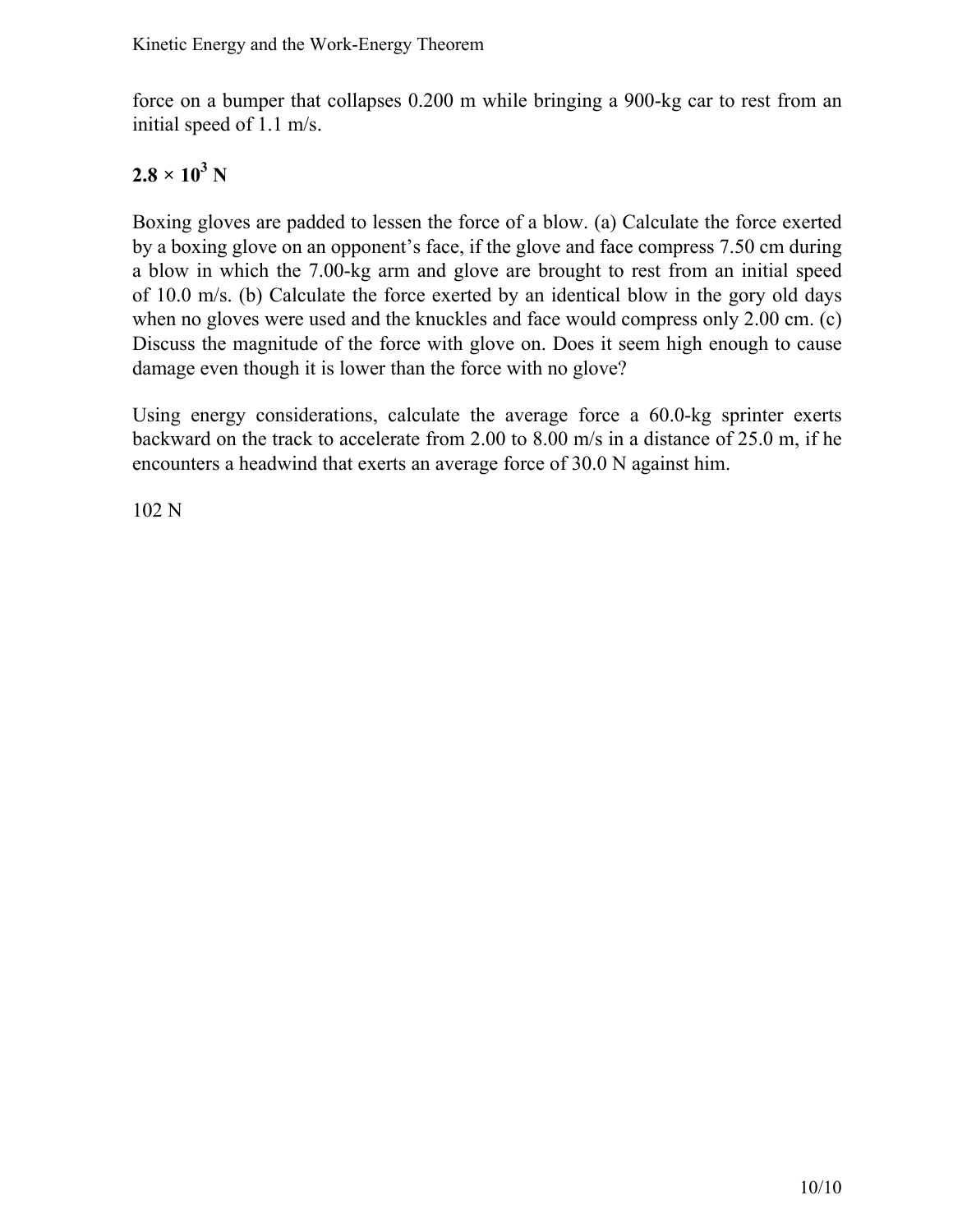force on a bumper that collapses 0.200 m while bringing a 900-kg car to rest from an initial speed of 1.1 m/s.

**$2.8 \times 10^3$ N**

Boxing gloves are padded to lessen the force of a blow. (a) Calculate the force exerted by a boxing glove on an opponent's face, if the glove and face compress 7.50 cm during a blow in which the 7.00-kg arm and glove are brought to rest from an initial speed of 10.0 m/s. (b) Calculate the force exerted by an identical blow in the gory old days when no gloves were used and the knuckles and face would compress only 2.00 cm. (c) Discuss the magnitude of the force with glove on. Does it seem high enough to cause damage even though it is lower than the force with no glove?

Using energy considerations, calculate the average force a 60.0-kg sprinter exerts backward on the track to accelerate from 2.00 to 8.00 m/s in a distance of 25.0 m, if he encounters a headwind that exerts an average force of 30.0 N against him.

102 N